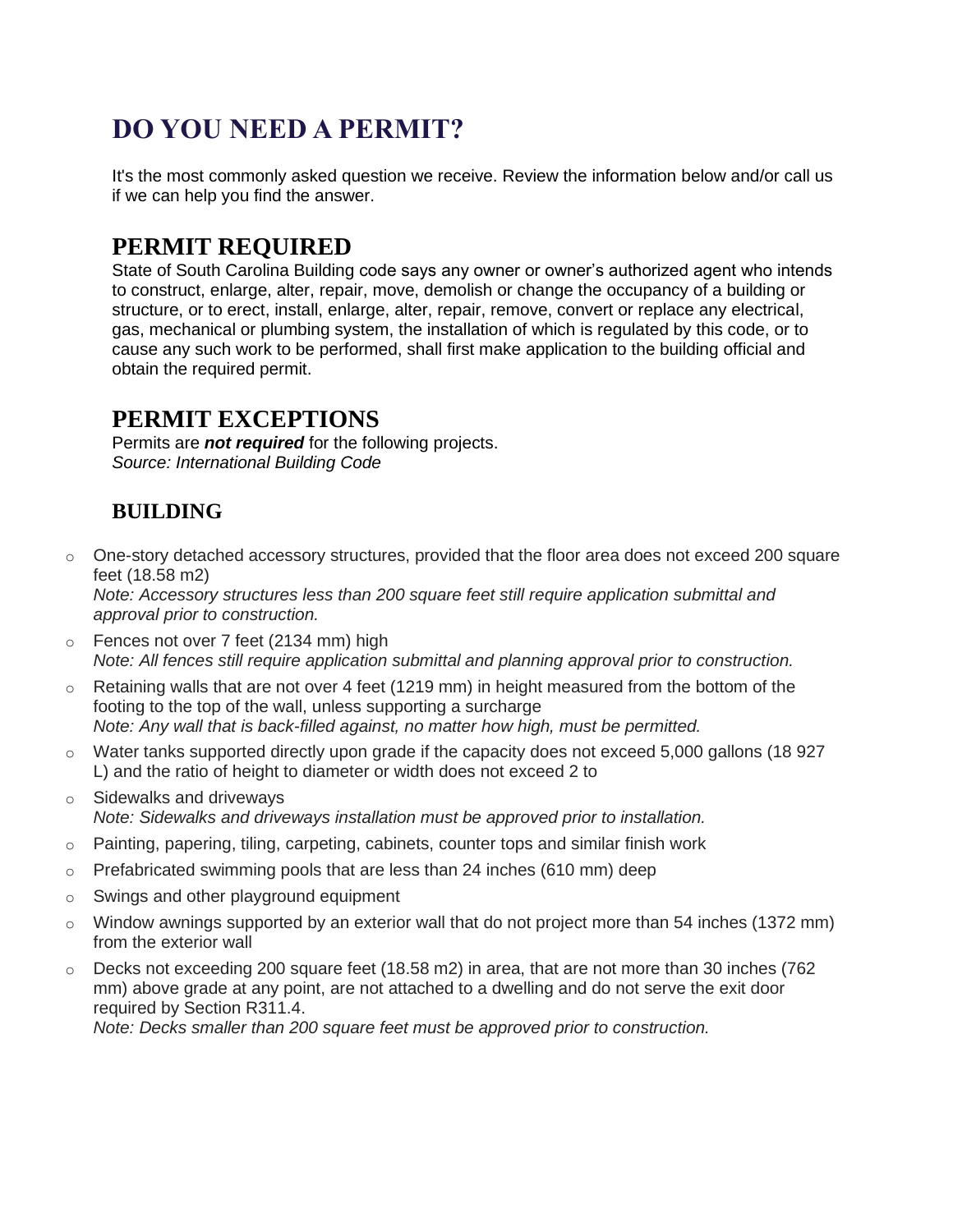# DO YOU NEED A PERMIT?

It's the most commonly asked question we receive. Review the information below and/or call us if we can help you find the answer.

## PERMIT REQUIRED

State of South Carolina Building code says any owner or owner's authorized agent who intends to construct, enlarge, alter, repair, move, demolish or change the occupancy of a building or structure, or to erect, install, enlarge, alter, repair, remove, convert or replace any electrical, gas, mechanical or plumbing system, the installation of which is regulated by this code, or to cause any such work to be performed, shall first make application to the building official and obtain the required permit.

## PERMIT EXCEPTIONS

Permits are ***not required*** for the following projects.
*Source: International Building Code*

### BUILDING

- One-story detached accessory structures, provided that the floor area does not exceed 200 square feet (18.58 m2)
  *Note: Accessory structures less than 200 square feet still require application submittal and approval prior to construction.*
- Fences not over 7 feet (2134 mm) high
  *Note: All fences still require application submittal and planning approval prior to construction.*
- Retaining walls that are not over 4 feet (1219 mm) in height measured from the bottom of the footing to the top of the wall, unless supporting a surcharge
  *Note: Any wall that is back-filled against, no matter how high, must be permitted.*
- Water tanks supported directly upon grade if the capacity does not exceed 5,000 gallons (18 927 L) and the ratio of height to diameter or width does not exceed 2 to
- Sidewalks and driveways
  *Note: Sidewalks and driveways installation must be approved prior to installation.*
- Painting, papering, tiling, carpeting, cabinets, counter tops and similar finish work
- Prefabricated swimming pools that are less than 24 inches (610 mm) deep
- Swings and other playground equipment
- Window awnings supported by an exterior wall that do not project more than 54 inches (1372 mm) from the exterior wall
- Decks not exceeding 200 square feet (18.58 m2) in area, that are not more than 30 inches (762 mm) above grade at any point, are not attached to a dwelling and do not serve the exit door required by Section R311.4.
  *Note: Decks smaller than 200 square feet must be approved prior to construction.*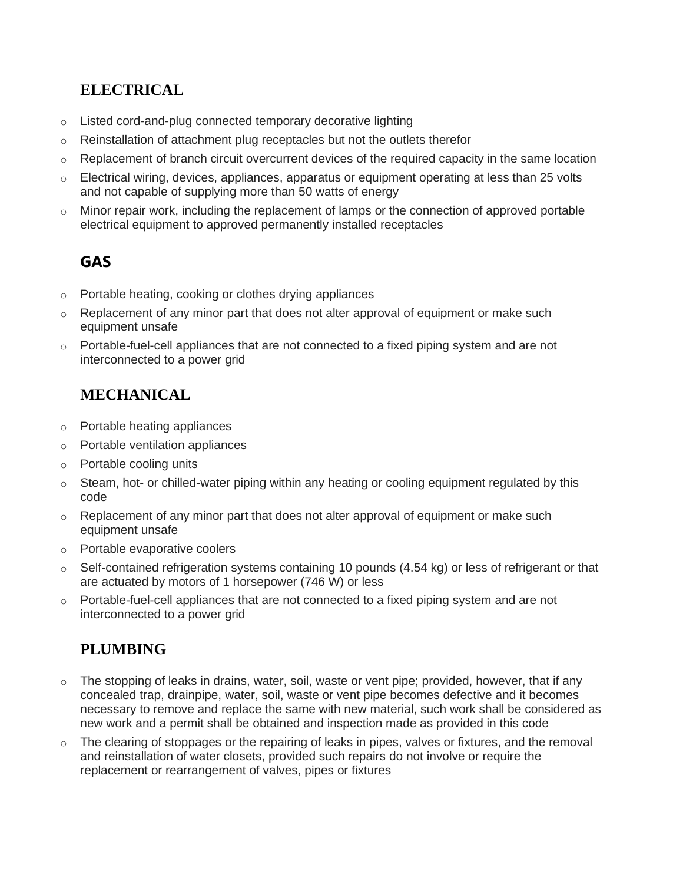## ELECTRICAL

- Listed cord-and-plug connected temporary decorative lighting
- Reinstallation of attachment plug receptacles but not the outlets therefor
- Replacement of branch circuit overcurrent devices of the required capacity in the same location
- Electrical wiring, devices, appliances, apparatus or equipment operating at less than 25 volts and not capable of supplying more than 50 watts of energy
- Minor repair work, including the replacement of lamps or the connection of approved portable electrical equipment to approved permanently installed receptacles

## GAS

- Portable heating, cooking or clothes drying appliances
- Replacement of any minor part that does not alter approval of equipment or make such equipment unsafe
- Portable-fuel-cell appliances that are not connected to a fixed piping system and are not interconnected to a power grid

## MECHANICAL

- Portable heating appliances
- Portable ventilation appliances
- Portable cooling units
- Steam, hot- or chilled-water piping within any heating or cooling equipment regulated by this code
- Replacement of any minor part that does not alter approval of equipment or make such equipment unsafe
- Portable evaporative coolers
- Self-contained refrigeration systems containing 10 pounds (4.54 kg) or less of refrigerant or that are actuated by motors of 1 horsepower (746 W) or less
- Portable-fuel-cell appliances that are not connected to a fixed piping system and are not interconnected to a power grid

## PLUMBING

- The stopping of leaks in drains, water, soil, waste or vent pipe; provided, however, that if any concealed trap, drainpipe, water, soil, waste or vent pipe becomes defective and it becomes necessary to remove and replace the same with new material, such work shall be considered as new work and a permit shall be obtained and inspection made as provided in this code
- The clearing of stoppages or the repairing of leaks in pipes, valves or fixtures, and the removal and reinstallation of water closets, provided such repairs do not involve or require the replacement or rearrangement of valves, pipes or fixtures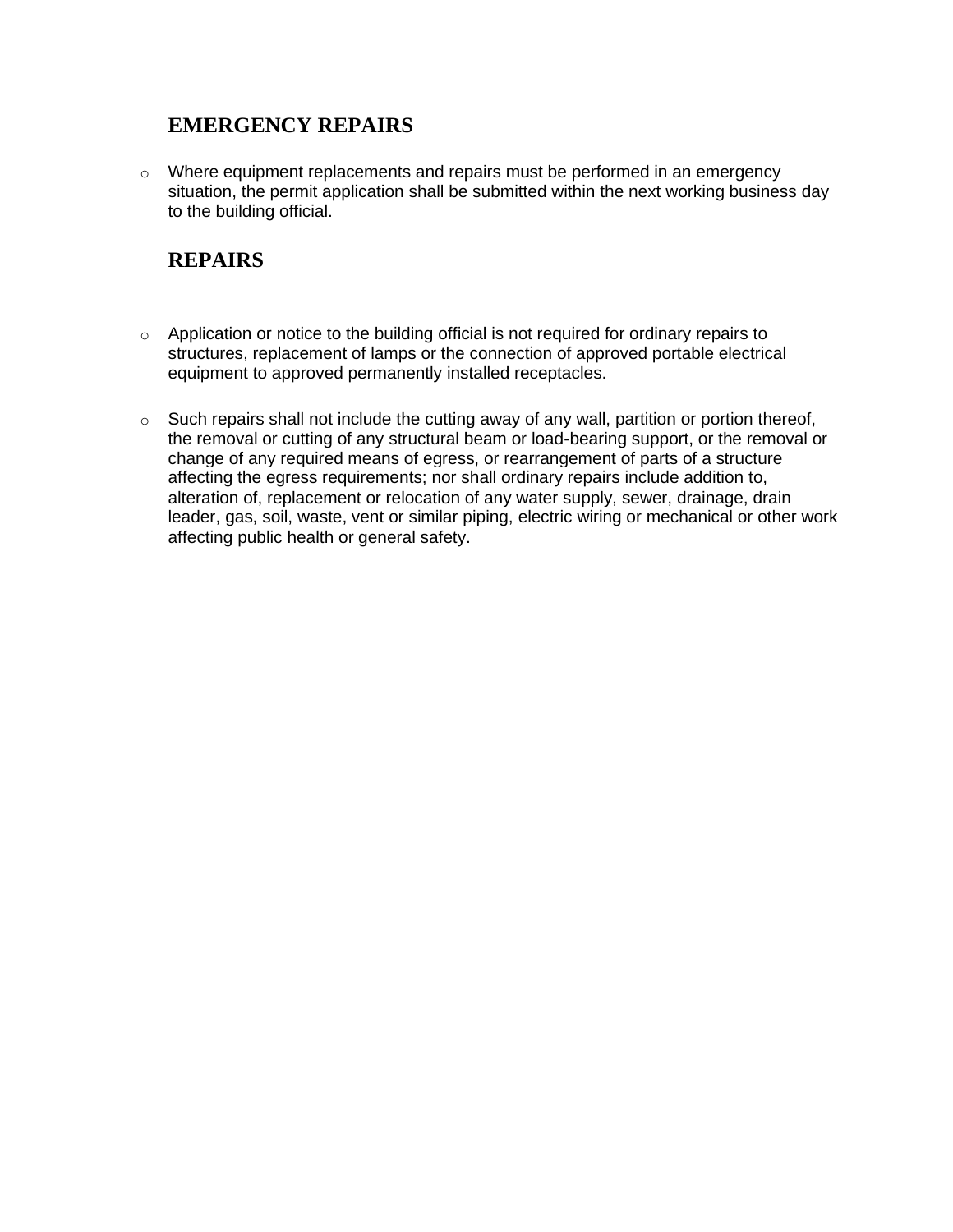## EMERGENCY REPAIRS

- Where equipment replacements and repairs must be performed in an emergency situation, the permit application shall be submitted within the next working business day to the building official.

## REPAIRS

- Application or notice to the building official is not required for ordinary repairs to structures, replacement of lamps or the connection of approved portable electrical equipment to approved permanently installed receptacles.

- Such repairs shall not include the cutting away of any wall, partition or portion thereof, the removal or cutting of any structural beam or load-bearing support, or the removal or change of any required means of egress, or rearrangement of parts of a structure affecting the egress requirements; nor shall ordinary repairs include addition to, alteration of, replacement or relocation of any water supply, sewer, drainage, drain leader, gas, soil, waste, vent or similar piping, electric wiring or mechanical or other work affecting public health or general safety.